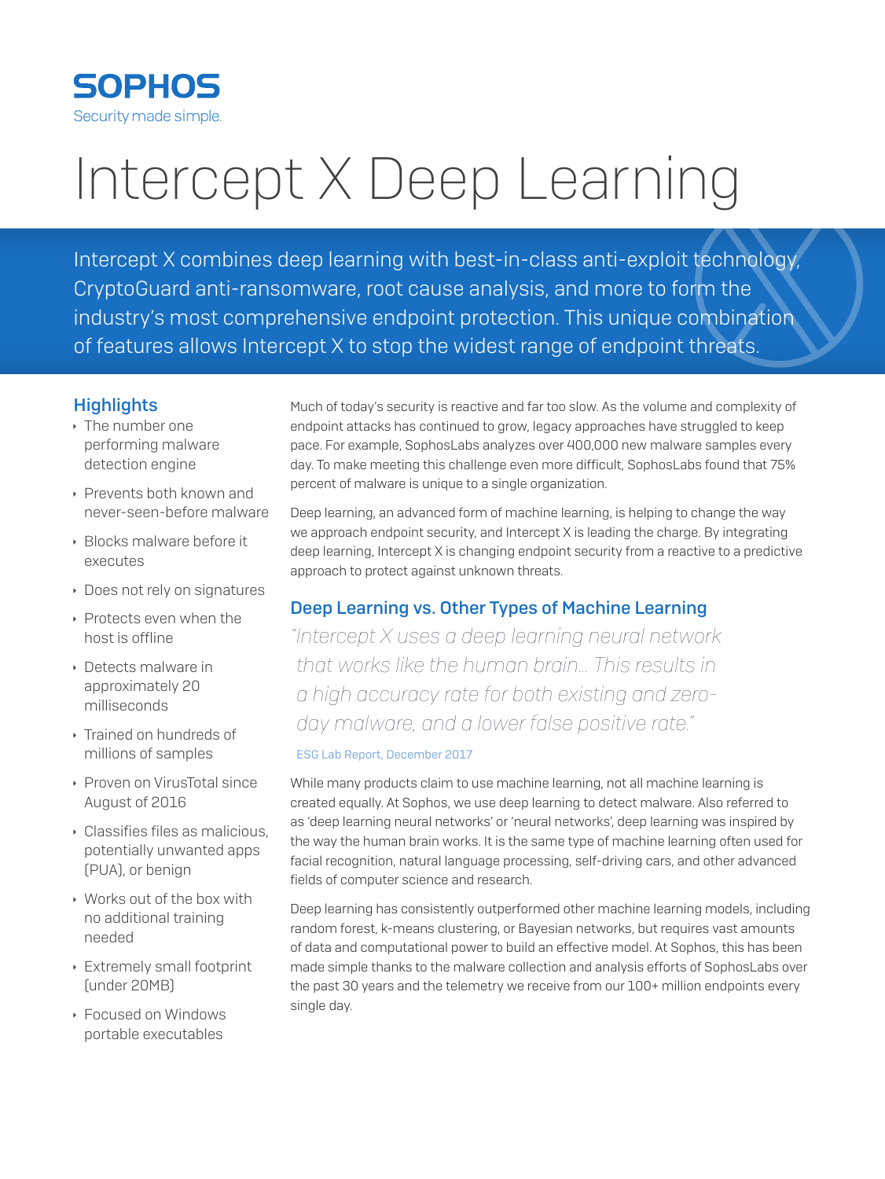SOPHOS

Security made simple.

# Intercept X Deep Learning

Intercept X combines deep learning with best-in-class anti-exploit technology, CryptoGuard anti-ransomware, root cause analysis, and more to form the industry's most comprehensive endpoint protection. This unique combination of features allows Intercept X to stop the widest range of endpoint threats.

## Highlights

- The number one performing malware detection engine
- Prevents both known and never-seen-before malware
- Blocks malware before it executes
- Does not rely on signatures
- Protects even when the host is offline
- Detects malware in approximately 20 milliseconds
- Trained on hundreds of millions of samples
- Proven on VirusTotal since August of 2016
- Classifies files as malicious, potentially unwanted apps (PUA), or benign
- Works out of the box with no additional training needed
- Extremely small footprint (under 20MB)
- Focused on Windows portable executables

Much of today's security is reactive and far too slow. As the volume and complexity of endpoint attacks has continued to grow, legacy approaches have struggled to keep pace. For example, SophosLabs analyzes over 400,000 new malware samples every day. To make meeting this challenge even more difficult, SophosLabs found that 75% percent of malware is unique to a single organization.

Deep learning, an advanced form of machine learning, is helping to change the way we approach endpoint security, and Intercept X is leading the charge. By integrating deep learning, Intercept X is changing endpoint security from a reactive to a predictive approach to protect against unknown threats.

## Deep Learning vs. Other Types of Machine Learning

*"Intercept X uses a deep learning neural network that works like the human brain... This results in a high accuracy rate for both existing and zero-day malware, and a lower false positive rate."*

ESG Lab Report, December 2017

While many products claim to use machine learning, not all machine learning is created equally. At Sophos, we use deep learning to detect malware. Also referred to as 'deep learning neural networks' or 'neural networks', deep learning was inspired by the way the human brain works. It is the same type of machine learning often used for facial recognition, natural language processing, self-driving cars, and other advanced fields of computer science and research.

Deep learning has consistently outperformed other machine learning models, including random forest, k-means clustering, or Bayesian networks, but requires vast amounts of data and computational power to build an effective model. At Sophos, this has been made simple thanks to the malware collection and analysis efforts of SophosLabs over the past 30 years and the telemetry we receive from our 100+ million endpoints every single day.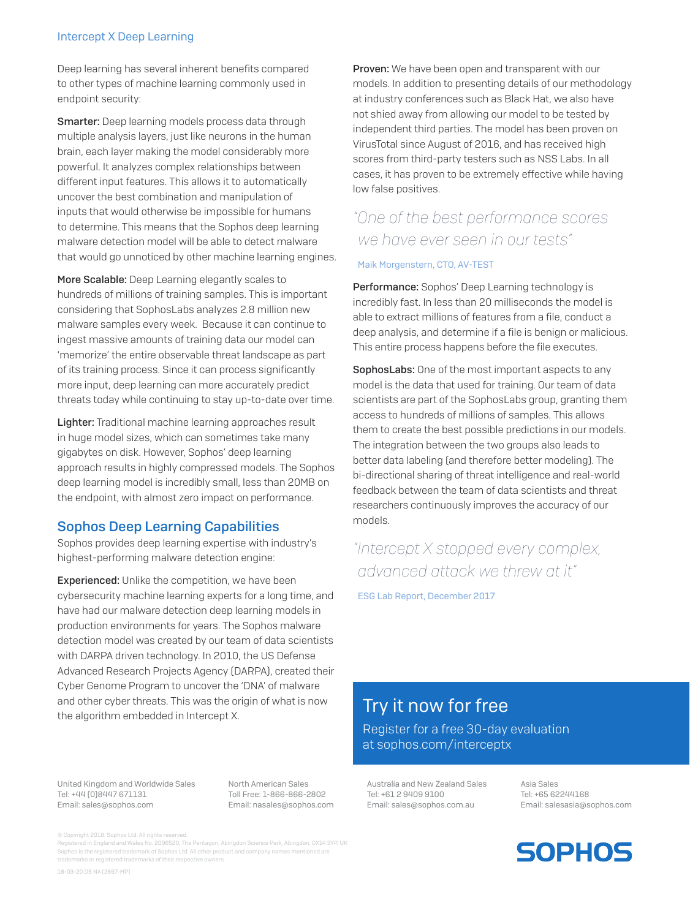Deep learning has several inherent benefits compared to other types of machine learning commonly used in endpoint security:

**Smarter:** Deep learning models process data through multiple analysis layers, just like neurons in the human brain, each layer making the model considerably more powerful. It analyzes complex relationships between different input features. This allows it to automatically uncover the best combination and manipulation of inputs that would otherwise be impossible for humans to determine. This means that the Sophos deep learning malware detection model will be able to detect malware that would go unnoticed by other machine learning engines.

**More Scalable:** Deep Learning elegantly scales to hundreds of millions of training samples. This is important considering that SophosLabs analyzes 2.8 million new malware samples every week. Because it can continue to ingest massive amounts of training data our model can 'memorize' the entire observable threat landscape as part of its training process. Since it can process significantly more input, deep learning can more accurately predict threats today while continuing to stay up-to-date over time.

**Lighter:** Traditional machine learning approaches result in huge model sizes, which can sometimes take many gigabytes on disk. However, Sophos' deep learning approach results in highly compressed models. The Sophos deep learning model is incredibly small, less than 20MB on the endpoint, with almost zero impact on performance.

## Sophos Deep Learning Capabilities

Sophos provides deep learning expertise with industry's highest-performing malware detection engine:

**Experienced:** Unlike the competition, we have been cybersecurity machine learning experts for a long time, and have had our malware detection deep learning models in production environments for years. The Sophos malware detection model was created by our team of data scientists with DARPA driven technology. In 2010, the US Defense Advanced Research Projects Agency (DARPA), created their Cyber Genome Program to uncover the 'DNA' of malware and other cyber threats. This was the origin of what is now the algorithm embedded in Intercept X.

**Proven:** We have been open and transparent with our models. In addition to presenting details of our methodology at industry conferences such as Black Hat, we also have not shied away from allowing our model to be tested by independent third parties. The model has been proven on VirusTotal since August of 2016, and has received high scores from third-party testers such as NSS Labs. In all cases, it has proven to be extremely effective while having low false positives.

*"One of the best performance scores we have ever seen in our tests"*

Maik Morgenstern, CTO, AV-TEST

**Performance:** Sophos' Deep Learning technology is incredibly fast. In less than 20 milliseconds the model is able to extract millions of features from a file, conduct a deep analysis, and determine if a file is benign or malicious. This entire process happens before the file executes.

**SophosLabs:** One of the most important aspects to any model is the data that used for training. Our team of data scientists are part of the SophosLabs group, granting them access to hundreds of millions of samples. This allows them to create the best possible predictions in our models. The integration between the two groups also leads to better data labeling (and therefore better modeling). The bi-directional sharing of threat intelligence and real-world feedback between the team of data scientists and threat researchers continuously improves the accuracy of our models.

*"Intercept X stopped every complex, advanced attack we threw at it"*

ESG Lab Report, December 2017

## Try it now for free

Register for a free 30-day evaluation at sophos.com/interceptx

United Kingdom and Worldwide Sales
Tel: +44 (0)8447 671131
Email: sales@sophos.com

North American Sales
Toll Free: 1-866-866-2802
Email: nasales@sophos.com

Australia and New Zealand Sales
Tel: +61 2 9409 9100
Email: sales@sophos.com.au

Asia Sales
Tel: +65 62244168
Email: salesasia@sophos.com

© Copyright 2018. Sophos Ltd. All rights reserved.
Registered in England and Wales No. 2096520, The Pentagon, Abingdon Science Park, Abingdon, OX14 3YP, UK
Sophos is the registered trademark of Sophos Ltd. All other product and company names mentioned are trademarks or registered trademarks of their respective owners.

18-03-20 DS NA (2897-MP)

SOPHOS